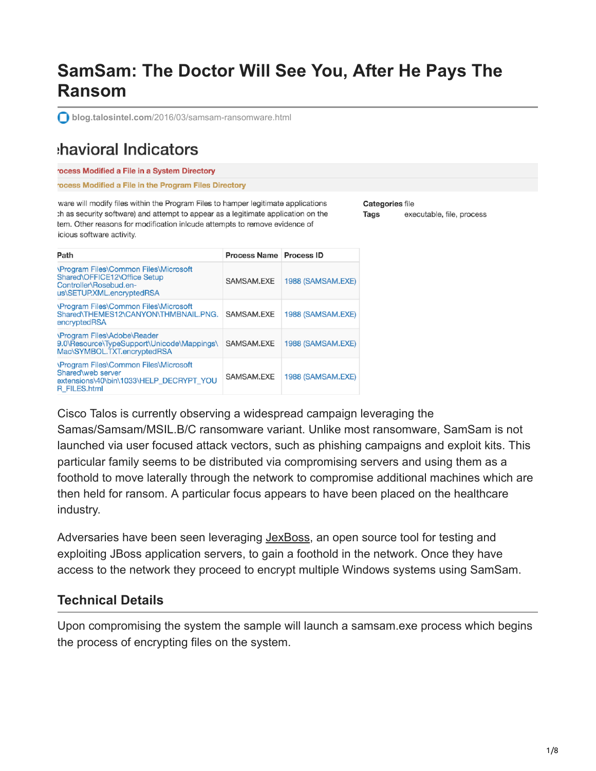# SamSam: The Doctor Will See You, After He Pays The Ransom

blog.talosintel.com/2016/03/samsam-ransomware.html

## ehavioral Indicators

rocess Modified a File in a System Directory

rocess Modified a File in the Program Files Directory

ware will modify files within the Program Files to hamper legitimate applications ch as security software) and attempt to appear as a legitimate application on the tem. Other reasons for modification inlcude attempts to remove evidence of icious software activity.

**Categories** file
**Tags** executable, file, process

| Path | Process Name | Process ID |
| --- | --- | --- |
| \Program Files\Common Files\Microsoft Shared\OFFICE12\Office Setup Controller\Rosebud.en-us\SETUP.XML.encryptedRSA | SAMSAM.EXE | 1988 (SAMSAM.EXE) |
| \Program Files\Common Files\Microsoft Shared\THEMES12\CANYON\THMBNAIL.PNG.encryptedRSA | SAMSAM.EXE | 1988 (SAMSAM.EXE) |
| \Program Files\Adobe\Reader 9.0\Resource\TypeSupport\Unicode\Mappings\Mac\SYMBOL.TXT.encryptedRSA | SAMSAM.EXE | 1988 (SAMSAM.EXE) |
| \Program Files\Common Files\Microsoft Shared\web server extensions\40\bin\1033\HELP_DECRYPT_YOUR_FILES.html | SAMSAM.EXE | 1988 (SAMSAM.EXE) |

Cisco Talos is currently observing a widespread campaign leveraging the Samas/Samsam/MSIL.B/C ransomware variant. Unlike most ransomware, SamSam is not launched via user focused attack vectors, such as phishing campaigns and exploit kits. This particular family seems to be distributed via compromising servers and using them as a foothold to move laterally through the network to compromise additional machines which are then held for ransom. A particular focus appears to have been placed on the healthcare industry.

Adversaries have been seen leveraging JexBoss, an open source tool for testing and exploiting JBoss application servers, to gain a foothold in the network. Once they have access to the network they proceed to encrypt multiple Windows systems using SamSam.

## Technical Details

Upon compromising the system the sample will launch a samsam.exe process which begins the process of encrypting files on the system.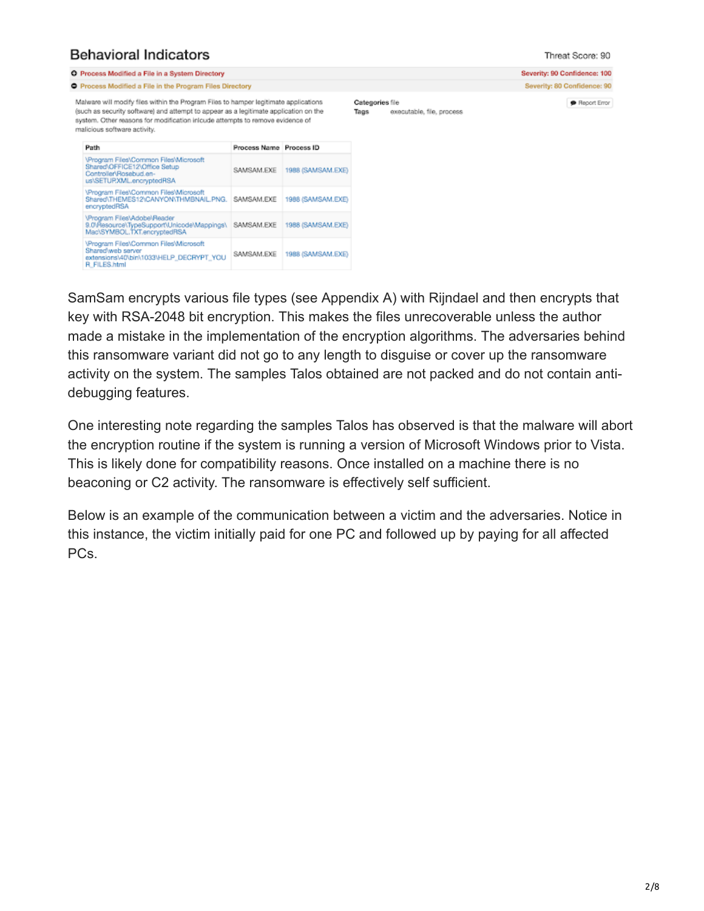## Behavioral Indicators

Threat Score: 90

- Process Modified a File in a System Directory — Severity: 90 Confidence: 100
- Process Modified a File in the Program Files Directory — Severity: 80 Confidence: 90

Malware will modify files within the Program Files to hamper legitimate applications (such as security software) and attempt to appear as a legitimate application on the system. Other reasons for modification inlcude attempts to remove evidence of malicious software activity.

**Categories** file
**Tags** executable, file, process

Report Error

| Path | Process Name | Process ID |
| --- | --- | --- |
| \Program Files\Common Files\Microsoft Shared\OFFICE12\Office Setup Controller\Rosebud.en-us\SETUP.XML.encryptedRSA | SAMSAM.EXE | 1988 (SAMSAM.EXE) |
| \Program Files\Common Files\Microsoft Shared\THEMES12\CANYON\THMBNAIL.PNG.encryptedRSA | SAMSAM.EXE | 1988 (SAMSAM.EXE) |
| \Program Files\Adobe\Reader 9.0\Resource\TypeSupport\Unicode\Mappings\Mac\SYMBOL.TXT.encryptedRSA | SAMSAM.EXE | 1988 (SAMSAM.EXE) |
| \Program Files\Common Files\Microsoft Shared\web server extensions\40\bin\1033\HELP_DECRYPT_YOUR_FILES.html | SAMSAM.EXE | 1988 (SAMSAM.EXE) |

SamSam encrypts various file types (see Appendix A) with Rijndael and then encrypts that key with RSA-2048 bit encryption. This makes the files unrecoverable unless the author made a mistake in the implementation of the encryption algorithms. The adversaries behind this ransomware variant did not go to any length to disguise or cover up the ransomware activity on the system. The samples Talos obtained are not packed and do not contain anti-debugging features.

One interesting note regarding the samples Talos has observed is that the malware will abort the encryption routine if the system is running a version of Microsoft Windows prior to Vista. This is likely done for compatibility reasons. Once installed on a machine there is no beaconing or C2 activity. The ransomware is effectively self sufficient.

Below is an example of the communication between a victim and the adversaries. Notice in this instance, the victim initially paid for one PC and followed up by paying for all affected PCs.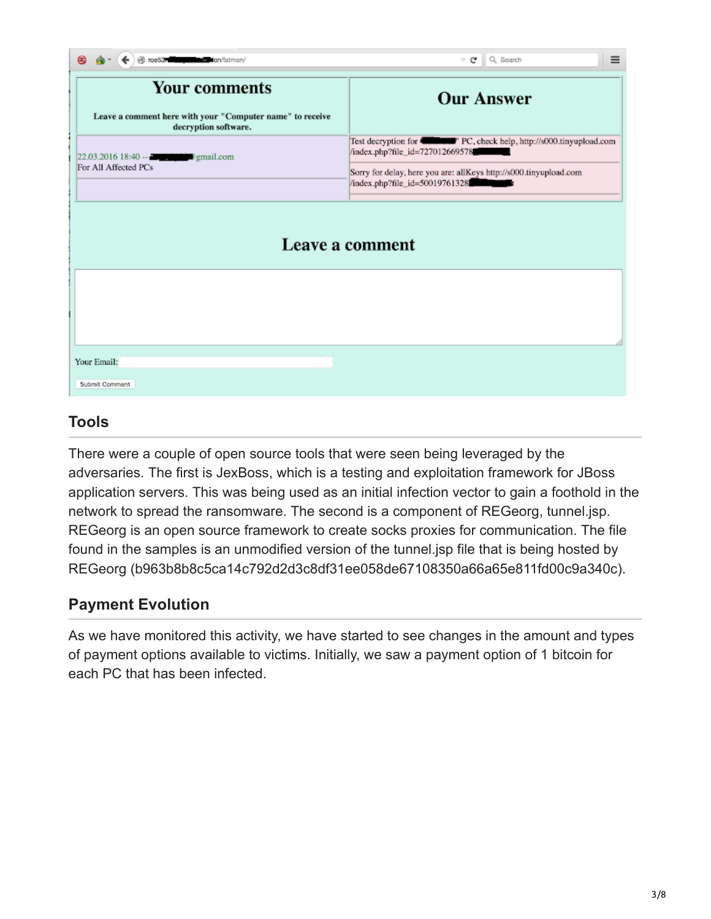| Your comments | Our Answer |
| --- | --- |
| Leave a comment here with your "Computer name" to receive decryption software. | |
| 22.03.2016 18:40 -- [redacted]@gmail.com<br>For All Affected PCs | Test decryption for "[redacted]" PC, check help, http://s000.tinyupload.com/index.php?file_id=727012669578[redacted]<br><br>Sorry for delay, here you are: allKeys http://s000.tinyupload.com/index.php?file_id=50019761328[redacted] |

**Leave a comment**

Your Email:

Submit Comment

## Tools

There were a couple of open source tools that were seen being leveraged by the adversaries. The first is JexBoss, which is a testing and exploitation framework for JBoss application servers. This was being used as an initial infection vector to gain a foothold in the network to spread the ransomware. The second is a component of REGeorg, tunnel.jsp. REGeorg is an open source framework to create socks proxies for communication. The file found in the samples is an unmodified version of the tunnel.jsp file that is being hosted by REGeorg (b963b8b8c5ca14c792d2d3c8df31ee058de67108350a66a65e811fd00c9a340c).

## Payment Evolution

As we have monitored this activity, we have started to see changes in the amount and types of payment options available to victims. Initially, we saw a payment option of 1 bitcoin for each PC that has been infected.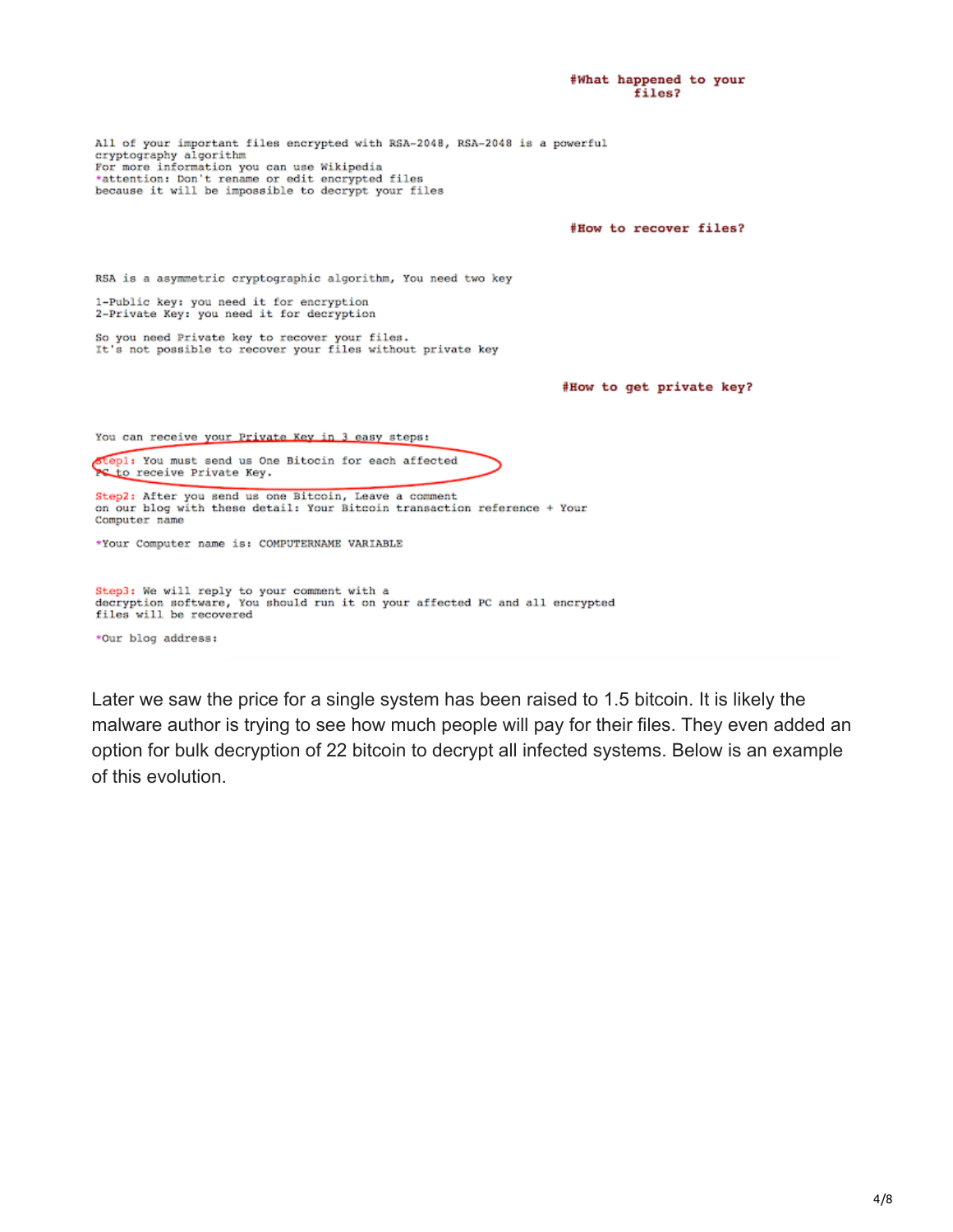#What happened to your files?

All of your important files encrypted with RSA-2048, RSA-2048 is a powerful cryptography algorithm
For more information you can use Wikipedia
*attention: Don't rename or edit encrypted files
because it will be impossible to decrypt your files

#How to recover files?

RSA is a asymmetric cryptographic algorithm, You need two key

1-Public key: you need it for encryption
2-Private Key: you need it for decryption

So you need Private key to recover your files.
It's not possible to recover your files without private key

#How to get private key?

You can receive your Private Key in 3 easy steps:

Step1: You must send us One Bitocin for each affected PC to receive Private Key.

Step2: After you send us one Bitcoin, Leave a comment on our blog with these detail: Your Bitcoin transaction reference + Your Computer name

*Your Computer name is: COMPUTERNAME VARIABLE

Step3: We will reply to your comment with a decryption software, You should run it on your affected PC and all encrypted files will be recovered

*Our blog address:

Later we saw the price for a single system has been raised to 1.5 bitcoin. It is likely the malware author is trying to see how much people will pay for their files. They even added an option for bulk decryption of 22 bitcoin to decrypt all infected systems. Below is an example of this evolution.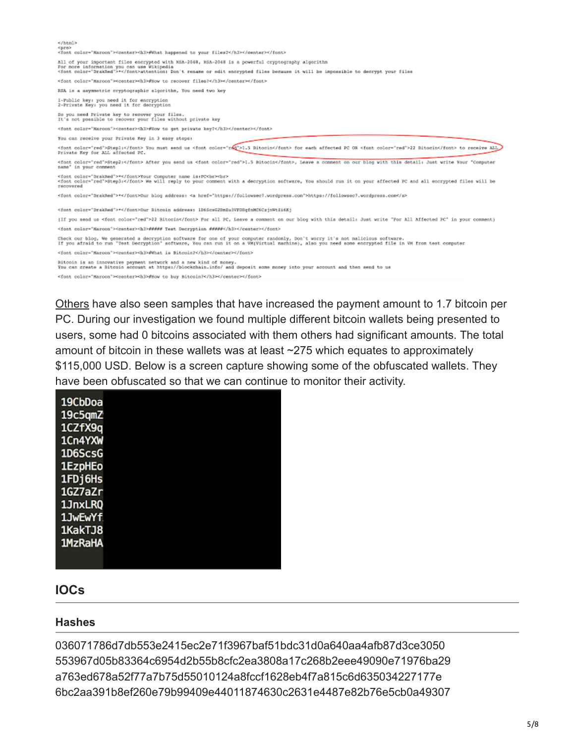```
</html>
<pre>
<font color="Maroon"><center><h3>#What happened to your files?</h3></center></font>

All of your important files encrypted with RSA-2048, RSA-2048 is a powerful cryptography algorithm
For more information you can use Wikipedia
<font color="DrakRed">*</font>attention: Don't rename or edit encrypted files because it will be impossible to decrypt your files

<font color="Maroon"><center><h3>#How to recover files?</h3></center></font>

RSA is a asymmetric cryptographic algoriths, You need two key

1-Public key: you need it for encryption
2-Private Key: you need it for decryption

So you need Private key to recover your files.
It's not possible to recover your files without private key

<font color="Maroon"><center><h3>#How to get private key?</h3></center></font>

You can receive your Private Key in 3 easy steps:

<font color="red">Step1:</font> You must send us <font color="red">1.5 Bitocin</font> for each affected PC OR <font color="red">22 Bitocin</font> to receive ALL Private Key for ALL affected PC.

<font color="red">Step2:</font> After you send us <font color="red">1.5 Bitocin</font>, Leave a comment on our blog with this detail: Just write Your "Computer name" in your comment

<font color="DrakRed">*</font>Your Computer name is:PC<br><br>
<font color="red">Step3:</font> We will reply to your comment with a decryption software, You should run it on your affected PC and all encrypted files will be recovered

<font color="DrakRed">*</font>Our blog address: <a href="https://followsec7.wordpress.com">https://followsec7.wordpress.com</a>

<font color="DrakRed">*</font>Our Bitcoin address: 1D6ScsG2BmZu3VFDEgfnMC6CzjnNtZi6Kj

(If you send us <font color="red">22 Bitocin</font> For all PC, Leave a comment on our blog with this detail: Just write "For All Affected PC" in your comment)

<font color="Maroon"><center><h3>##### Test Decryption #####</h3></center></font>

Check our blog, We generated a decryption software for one of your computer randomly, Don't worry it's not malicious software.
If you afraid to run "Test Decryption" software, You can run it on a VM(Virtual machine), also you need some encrypted file in VM from test computer

<font color="Maroon"><center><h3>#What is Bitcoin?</h3></center></font>

Bitcoin is an innovative payment network and a new kind of money.
You can create a Bitcoin account at https://blockchain.info/ and deposit some money into your account and then send to us

<font color="Maroon"><center><h3>#How to buy Bitcoin?</h3></center></font>
```

Others have also seen samples that have increased the payment amount to 1.7 bitcoin per PC. During our investigation we found multiple different bitcoin wallets being presented to users, some had 0 bitcoins associated with them others had significant amounts. The total amount of bitcoin in these wallets was at least ~275 which equates to approximately $115,000 USD. Below is a screen capture showing some of the obfuscated wallets. They have been obfuscated so that we can continue to monitor their activity.

```
19CbDoa
19c5qmZ
1CZfX9q
1Cn4YXW
1D6ScsG
1EzpHEo
1FDj6Hs
1GZ7aZr
1JnxLRQ
1JwEwYf
1KakTJ8
1MzRaHA
```

## IOCs

### Hashes

036071786d7db553e2415ec2e71f3967baf51bdc31d0a640aa4afb87d3ce3050
553967d05b83364c6954d2b55b8cfc2ea3808a17c268b2eee49090e71976ba29
a763ed678a52f77a7b75d55010124a8fccf1628eb4f7a815c6d635034227177e
6bc2aa391b8ef260e79b99409e44011874630c2631e4487e82b76e5cb0a49307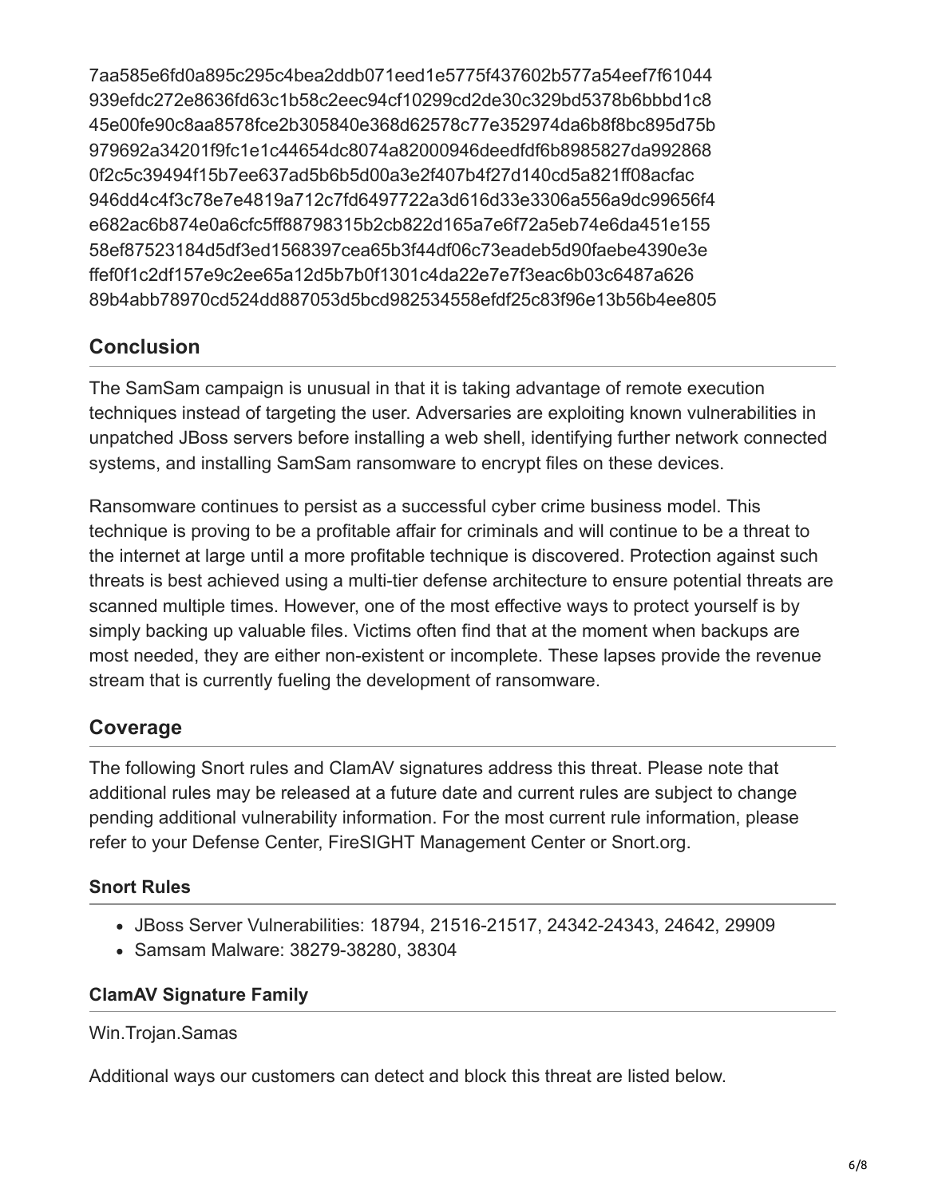7aa585e6fd0a895c295c4bea2ddb071eed1e5775f437602b577a54eef7f61044
939efdc272e8636fd63c1b58c2eec94cf10299cd2de30c329bd5378b6bbbd1c8
45e00fe90c8aa8578fce2b305840e368d62578c77e352974da6b8f8bc895d75b
979692a34201f9fc1e1c44654dc8074a82000946deedfdf6b8985827da992868
0f2c5c39494f15b7ee637ad5b6b5d00a3e2f407b4f27d140cd5a821ff08acfac
946dd4c4f3c78e7e4819a712c7fd6497722a3d616d33e3306a556a9dc99656f4
e682ac6b874e0a6cfc5ff88798315b2cb822d165a7e6f72a5eb74e6da451e155
58ef87523184d5df3ed1568397cea65b3f44df06c73eadeb5d90faebe4390e3e
ffef0f1c2df157e9c2ee65a12d5b7b0f1301c4da22e7e7f3eac6b03c6487a626
89b4abb78970cd524dd887053d5bcd982534558efdf25c83f96e13b56b4ee805

## Conclusion

The SamSam campaign is unusual in that it is taking advantage of remote execution techniques instead of targeting the user. Adversaries are exploiting known vulnerabilities in unpatched JBoss servers before installing a web shell, identifying further network connected systems, and installing SamSam ransomware to encrypt files on these devices.

Ransomware continues to persist as a successful cyber crime business model. This technique is proving to be a profitable affair for criminals and will continue to be a threat to the internet at large until a more profitable technique is discovered. Protection against such threats is best achieved using a multi-tier defense architecture to ensure potential threats are scanned multiple times. However, one of the most effective ways to protect yourself is by simply backing up valuable files. Victims often find that at the moment when backups are most needed, they are either non-existent or incomplete. These lapses provide the revenue stream that is currently fueling the development of ransomware.

## Coverage

The following Snort rules and ClamAV signatures address this threat. Please note that additional rules may be released at a future date and current rules are subject to change pending additional vulnerability information. For the most current rule information, please refer to your Defense Center, FireSIGHT Management Center or Snort.org.

### Snort Rules

- JBoss Server Vulnerabilities: 18794, 21516-21517, 24342-24343, 24642, 29909
- Samsam Malware: 38279-38280, 38304

### ClamAV Signature Family

Win.Trojan.Samas

Additional ways our customers can detect and block this threat are listed below.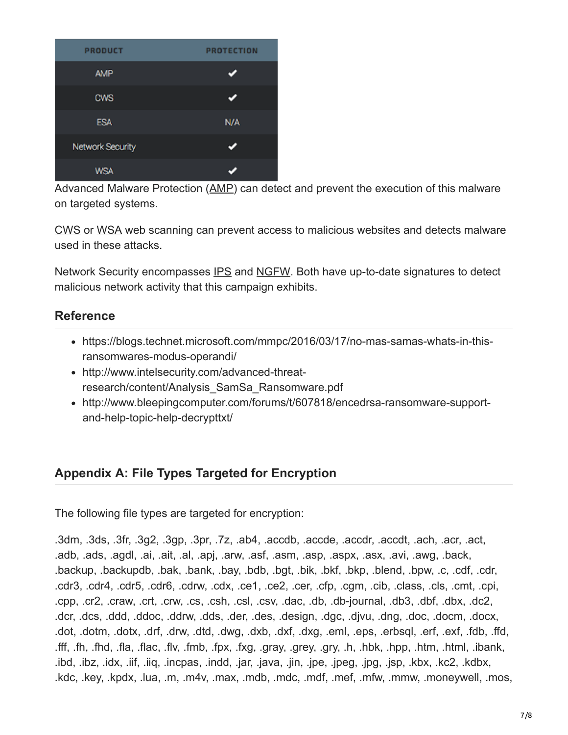| PRODUCT | PROTECTION |
| --- | --- |
| AMP | ✔ |
| CWS | ✔ |
| ESA | N/A |
| Network Security | ✔ |
| WSA | ✔ |

Advanced Malware Protection (AMP) can detect and prevent the execution of this malware on targeted systems.

CWS or WSA web scanning can prevent access to malicious websites and detects malware used in these attacks.

Network Security encompasses IPS and NGFW. Both have up-to-date signatures to detect malicious network activity that this campaign exhibits.

## Reference

- https://blogs.technet.microsoft.com/mmpc/2016/03/17/no-mas-samas-whats-in-this-ransomwares-modus-operandi/
- http://www.intelsecurity.com/advanced-threat-research/content/Analysis_SamSa_Ransomware.pdf
- http://www.bleepingcomputer.com/forums/t/607818/encedrsa-ransomware-support-and-help-topic-help-decrypttxt/

## Appendix A: File Types Targeted for Encryption

The following file types are targeted for encryption:

.3dm, .3ds, .3fr, .3g2, .3gp, .3pr, .7z, .ab4, .accdb, .accde, .accdr, .accdt, .ach, .acr, .act, .adb, .ads, .agdl, .ai, .ait, .al, .apj, .arw, .asf, .asm, .asp, .aspx, .asx, .avi, .awg, .back, .backup, .backupdb, .bak, .bank, .bay, .bdb, .bgt, .bik, .bkf, .bkp, .blend, .bpw, .c, .cdf, .cdr, .cdr3, .cdr4, .cdr5, .cdr6, .cdrw, .cdx, .ce1, .ce2, .cer, .cfp, .cgm, .cib, .class, .cls, .cmt, .cpi, .cpp, .cr2, .craw, .crt, .crw, .cs, .csh, .csl, .csv, .dac, .db, .db-journal, .db3, .dbf, .dbx, .dc2, .dcr, .dcs, .ddd, .ddoc, .ddrw, .dds, .der, .des, .design, .dgc, .djvu, .dng, .doc, .docm, .docx, .dot, .dotm, .dotx, .drf, .drw, .dtd, .dwg, .dxb, .dxf, .dxg, .eml, .eps, .erbsql, .erf, .exf, .fdb, .ffd, .fff, .fh, .fhd, .fla, .flac, .flv, .fmb, .fpx, .fxg, .gray, .grey, .gry, .h, .hbk, .hpp, .htm, .html, .ibank, .ibd, .ibz, .idx, .iif, .iiq, .incpas, .indd, .jar, .java, .jin, .jpe, .jpeg, .jpg, .jsp, .kbx, .kc2, .kdbx, .kdc, .key, .kpdx, .lua, .m, .m4v, .max, .mdb, .mdc, .mdf, .mef, .mfw, .mmw, .moneywell, .mos,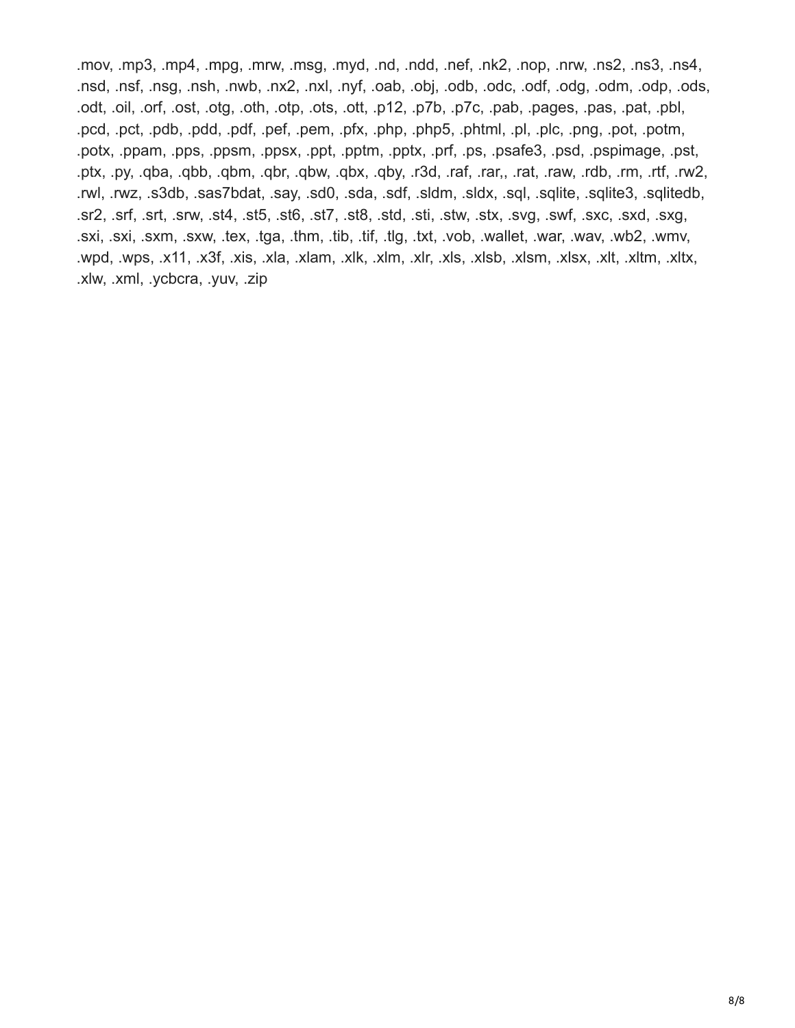.mov, .mp3, .mp4, .mpg, .mrw, .msg, .myd, .nd, .ndd, .nef, .nk2, .nop, .nrw, .ns2, .ns3, .ns4, .nsd, .nsf, .nsg, .nsh, .nwb, .nx2, .nxl, .nyf, .oab, .obj, .odb, .odc, .odf, .odg, .odm, .odp, .ods, .odt, .oil, .orf, .ost, .otg, .oth, .otp, .ots, .ott, .p12, .p7b, .p7c, .pab, .pages, .pas, .pat, .pbl, .pcd, .pct, .pdb, .pdd, .pdf, .pef, .pem, .pfx, .php, .php5, .phtml, .pl, .plc, .png, .pot, .potm, .potx, .ppam, .pps, .ppsm, .ppsx, .ppt, .pptm, .pptx, .prf, .ps, .psafe3, .psd, .pspimage, .pst, .ptx, .py, .qba, .qbb, .qbm, .qbr, .qbw, .qbx, .qby, .r3d, .raf, .rar,, .rat, .raw, .rdb, .rm, .rtf, .rw2, .rwl, .rwz, .s3db, .sas7bdat, .say, .sd0, .sda, .sdf, .sldm, .sldx, .sql, .sqlite, .sqlite3, .sqlitedb, .sr2, .srf, .srt, .srw, .st4, .st5, .st6, .st7, .st8, .std, .sti, .stw, .stx, .svg, .swf, .sxc, .sxd, .sxg, .sxi, .sxi, .sxm, .sxw, .tex, .tga, .thm, .tib, .tif, .tlg, .txt, .vob, .wallet, .war, .wav, .wb2, .wmv, .wpd, .wps, .x11, .x3f, .xis, .xla, .xlam, .xlk, .xlm, .xlr, .xls, .xlsb, .xlsm, .xlsx, .xlt, .xltm, .xltx, .xlw, .xml, .ycbcra, .yuv, .zip